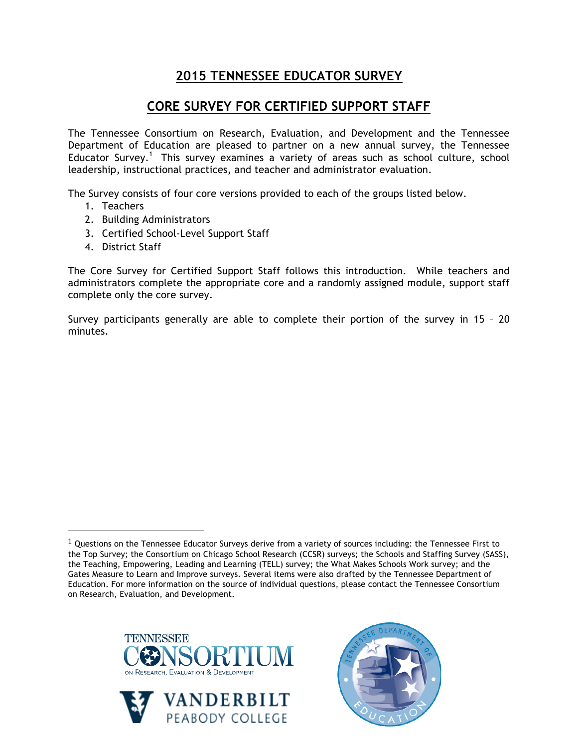# 2015 TENNESSEE EDUCATOR SURVEY

## CORE SURVEY FOR CERTIFIED SUPPORT STAFF

The Tennessee Consortium on Research, Evaluation, and Development and the Tennessee Department of Education are pleased to partner on a new annual survey, the Tennessee Educator Survey.[1] This survey examines a variety of areas such as school culture, school leadership, instructional practices, and teacher and administrator evaluation.

The Survey consists of four core versions provided to each of the groups listed below.

1. Teachers
2. Building Administrators
3. Certified School-Level Support Staff
4. District Staff

The Core Survey for Certified Support Staff follows this introduction. While teachers and administrators complete the appropriate core and a randomly assigned module, support staff complete only the core survey.

Survey participants generally are able to complete their portion of the survey in 15 – 20 minutes.

---

[1] Questions on the Tennessee Educator Surveys derive from a variety of sources including: the Tennessee First to the Top Survey; the Consortium on Chicago School Research (CCSR) surveys; the Schools and Staffing Survey (SASS), the Teaching, Empowering, Leading and Learning (TELL) survey; the What Makes Schools Work survey; and the Gates Measure to Learn and Improve surveys. Several items were also drafted by the Tennessee Department of Education. For more information on the source of individual questions, please contact the Tennessee Consortium on Research, Evaluation, and Development.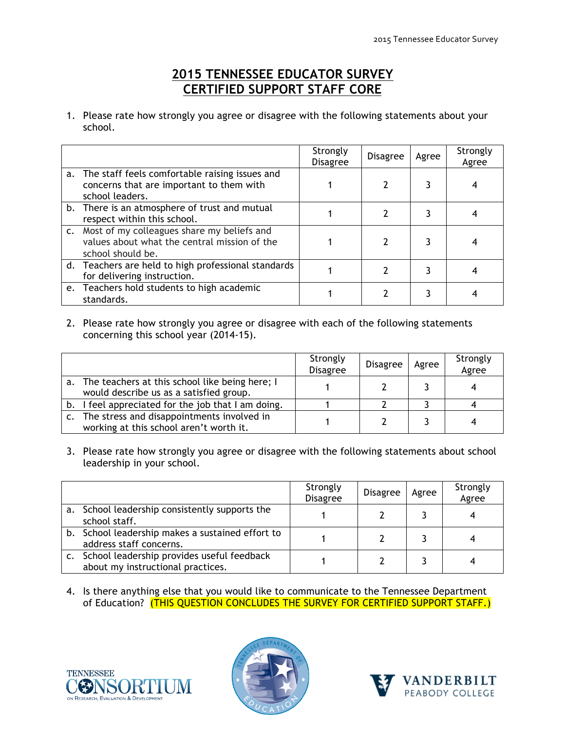# 2015 TENNESSEE EDUCATOR SURVEY
# CERTIFIED SUPPORT STAFF CORE

1. Please rate how strongly you agree or disagree with the following statements about your school.

| | Strongly Disagree | Disagree | Agree | Strongly Agree |
|---|---|---|---|---|
| a. The staff feels comfortable raising issues and concerns that are important to them with school leaders. | 1 | 2 | 3 | 4 |
| b. There is an atmosphere of trust and mutual respect within this school. | 1 | 2 | 3 | 4 |
| c. Most of my colleagues share my beliefs and values about what the central mission of the school should be. | 1 | 2 | 3 | 4 |
| d. Teachers are held to high professional standards for delivering instruction. | 1 | 2 | 3 | 4 |
| e. Teachers hold students to high academic standards. | 1 | 2 | 3 | 4 |

2. Please rate how strongly you agree or disagree with each of the following statements concerning this school year (2014-15).

| | Strongly Disagree | Disagree | Agree | Strongly Agree |
|---|---|---|---|---|
| a. The teachers at this school like being here; I would describe us as a satisfied group. | 1 | 2 | 3 | 4 |
| b. I feel appreciated for the job that I am doing. | 1 | 2 | 3 | 4 |
| c. The stress and disappointments involved in working at this school aren't worth it. | 1 | 2 | 3 | 4 |

3. Please rate how strongly you agree or disagree with the following statements about school leadership in your school.

| | Strongly Disagree | Disagree | Agree | Strongly Agree |
|---|---|---|---|---|
| a. School leadership consistently supports the school staff. | 1 | 2 | 3 | 4 |
| b. School leadership makes a sustained effort to address staff concerns. | 1 | 2 | 3 | 4 |
| c. School leadership provides useful feedback about my instructional practices. | 1 | 2 | 3 | 4 |

4. Is there anything else that you would like to communicate to the Tennessee Department of Education? (THIS QUESTION CONCLUDES THE SURVEY FOR CERTIFIED SUPPORT STAFF.)

TENNESSEE CONSORTIUM ON RESEARCH, EVALUATION & DEVELOPMENT

TENNESSEE DEPARTMENT OF EDUCATION

VANDERBILT PEABODY COLLEGE